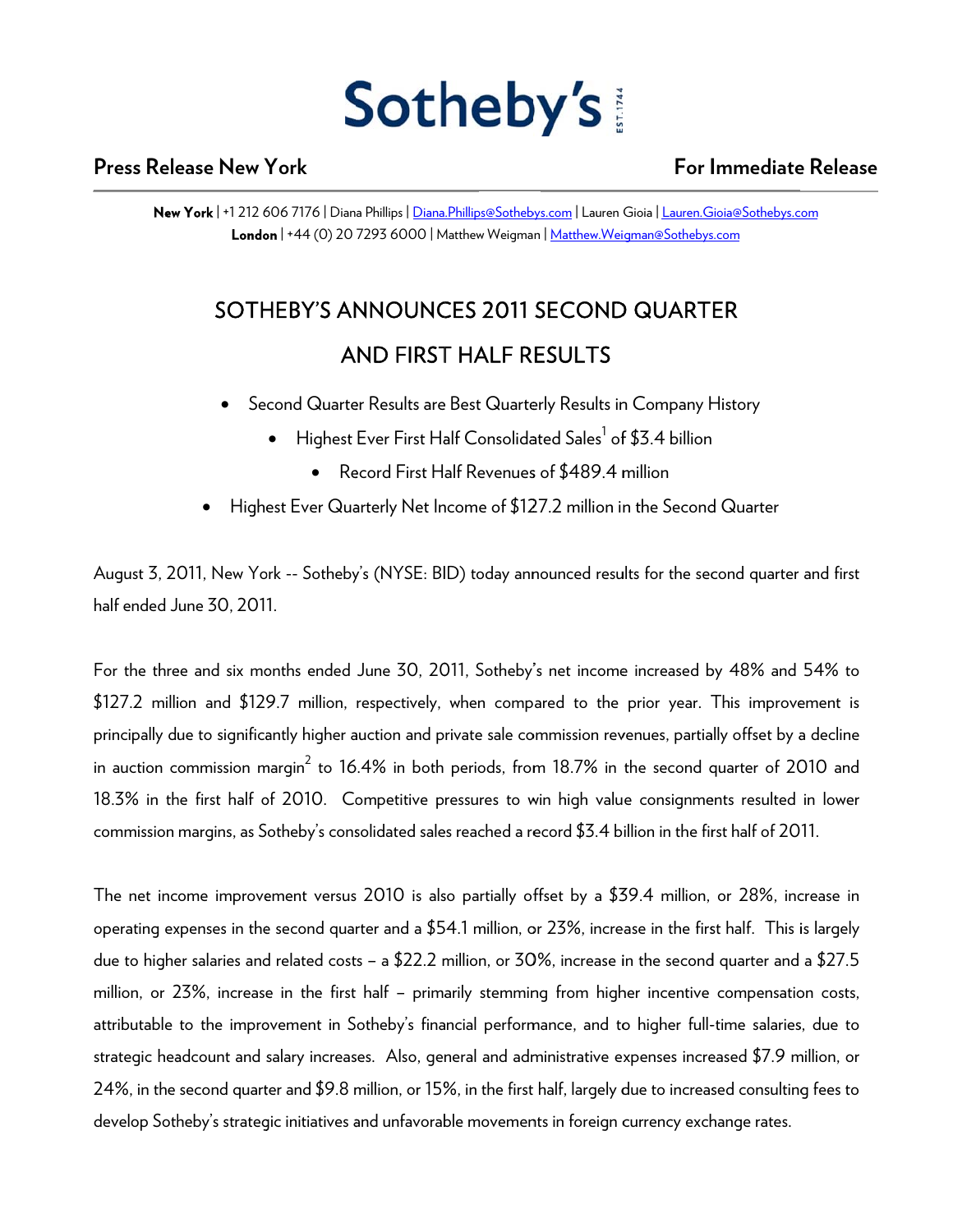# Sotheby's

**Press Release New York** **For Immediate Release**

**New York** | +1 212 606 7176 | Diana Phillips | Diana.Phillips@Sothebys.com | Lauren Gioia | Lauren.Gioia@Sothebys.com
**London** | +44 (0) 20 7293 6000 | Matthew Weigman | Matthew.Weigman@Sothebys.com

## SOTHEBY'S ANNOUNCES 2011 SECOND QUARTER AND FIRST HALF RESULTS

- Second Quarter Results are Best Quarterly Results in Company History
- Highest Ever First Half Consolidated Sales[1] of $3.4 billion
- Record First Half Revenues of $489.4 million
- Highest Ever Quarterly Net Income of $127.2 million in the Second Quarter

August 3, 2011, New York -- Sotheby's (NYSE: BID) today announced results for the second quarter and first half ended June 30, 2011.

For the three and six months ended June 30, 2011, Sotheby's net income increased by 48% and 54% to $127.2 million and $129.7 million, respectively, when compared to the prior year. This improvement is principally due to significantly higher auction and private sale commission revenues, partially offset by a decline in auction commission margin[2] to 16.4% in both periods, from 18.7% in the second quarter of 2010 and 18.3% in the first half of 2010. Competitive pressures to win high value consignments resulted in lower commission margins, as Sotheby's consolidated sales reached a record $3.4 billion in the first half of 2011.

The net income improvement versus 2010 is also partially offset by a $39.4 million, or 28%, increase in operating expenses in the second quarter and a $54.1 million, or 23%, increase in the first half. This is largely due to higher salaries and related costs – a $22.2 million, or 30%, increase in the second quarter and a $27.5 million, or 23%, increase in the first half – primarily stemming from higher incentive compensation costs, attributable to the improvement in Sotheby's financial performance, and to higher full-time salaries, due to strategic headcount and salary increases. Also, general and administrative expenses increased $7.9 million, or 24%, in the second quarter and $9.8 million, or 15%, in the first half, largely due to increased consulting fees to develop Sotheby's strategic initiatives and unfavorable movements in foreign currency exchange rates.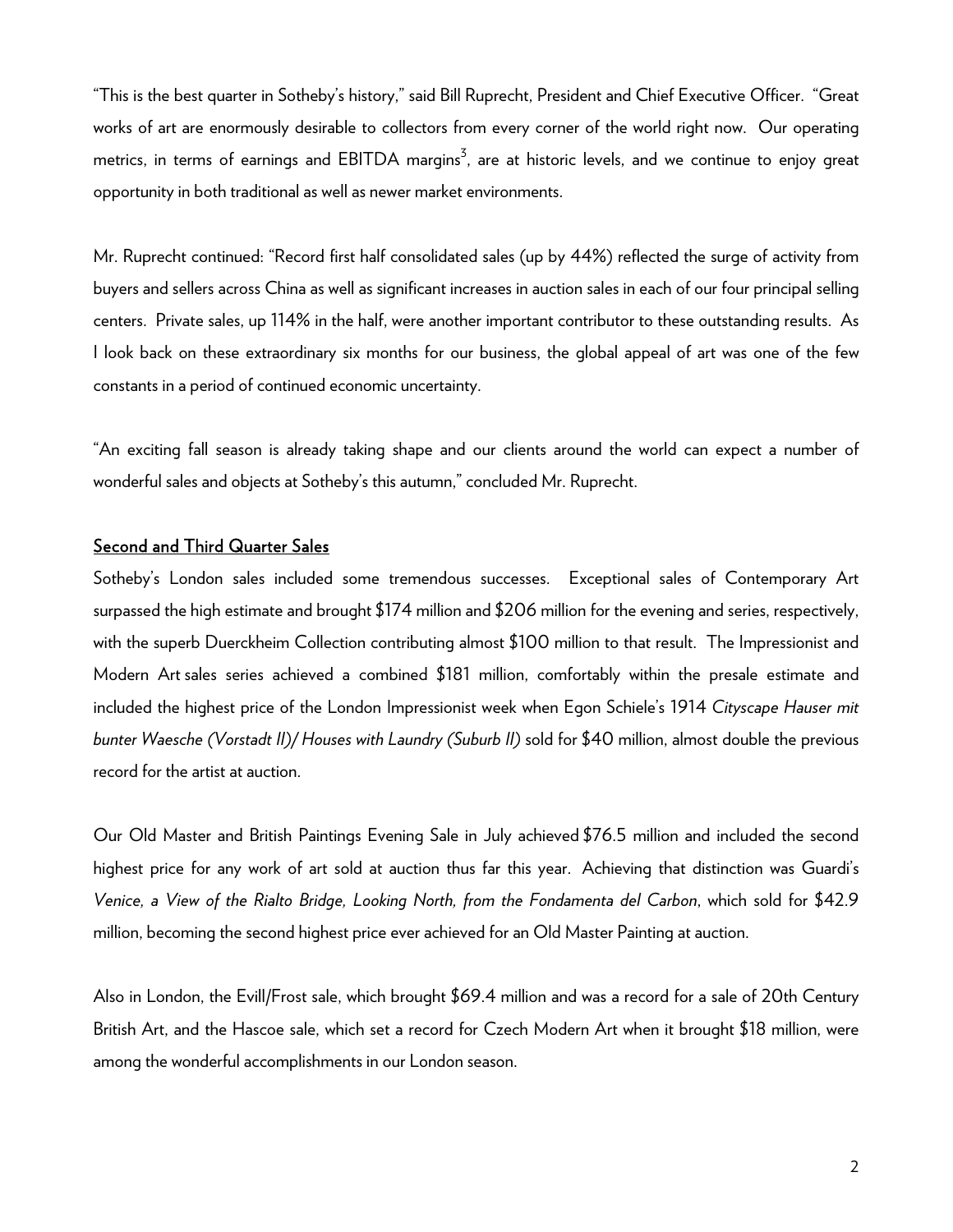"This is the best quarter in Sotheby's history," said Bill Ruprecht, President and Chief Executive Officer. "Great works of art are enormously desirable to collectors from every corner of the world right now. Our operating metrics, in terms of earnings and EBITDA margins[3], are at historic levels, and we continue to enjoy great opportunity in both traditional as well as newer market environments.

Mr. Ruprecht continued: "Record first half consolidated sales (up by 44%) reflected the surge of activity from buyers and sellers across China as well as significant increases in auction sales in each of our four principal selling centers. Private sales, up 114% in the half, were another important contributor to these outstanding results. As I look back on these extraordinary six months for our business, the global appeal of art was one of the few constants in a period of continued economic uncertainty.

"An exciting fall season is already taking shape and our clients around the world can expect a number of wonderful sales and objects at Sotheby's this autumn," concluded Mr. Ruprecht.

## Second and Third Quarter Sales

Sotheby's London sales included some tremendous successes. Exceptional sales of Contemporary Art surpassed the high estimate and brought $174 million and $206 million for the evening and series, respectively, with the superb Duerckheim Collection contributing almost $100 million to that result. The Impressionist and Modern Art sales series achieved a combined $181 million, comfortably within the presale estimate and included the highest price of the London Impressionist week when Egon Schiele's 1914 *Cityscape Hauser mit bunter Waesche (Vorstadt II)/ Houses with Laundry (Suburb II)* sold for $40 million, almost double the previous record for the artist at auction.

Our Old Master and British Paintings Evening Sale in July achieved $76.5 million and included the second highest price for any work of art sold at auction thus far this year. Achieving that distinction was Guardi's *Venice, a View of the Rialto Bridge, Looking North, from the Fondamenta del Carbon*, which sold for $42.9 million, becoming the second highest price ever achieved for an Old Master Painting at auction.

Also in London, the Evill/Frost sale, which brought $69.4 million and was a record for a sale of 20th Century British Art, and the Hascoe sale, which set a record for Czech Modern Art when it brought $18 million, were among the wonderful accomplishments in our London season.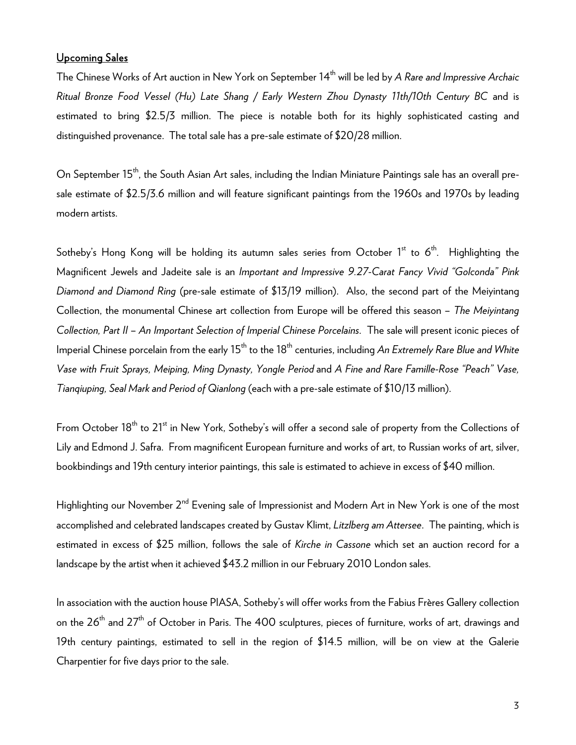## Upcoming Sales

The Chinese Works of Art auction in New York on September 14th will be led by *A Rare and Impressive Archaic Ritual Bronze Food Vessel (Hu) Late Shang / Early Western Zhou Dynasty 11th/10th Century BC* and is estimated to bring $2.5/3 million. The piece is notable both for its highly sophisticated casting and distinguished provenance. The total sale has a pre-sale estimate of $20/28 million.

On September 15th, the South Asian Art sales, including the Indian Miniature Paintings sale has an overall pre-sale estimate of $2.5/3.6 million and will feature significant paintings from the 1960s and 1970s by leading modern artists.

Sotheby's Hong Kong will be holding its autumn sales series from October 1st to 6th. Highlighting the Magnificent Jewels and Jadeite sale is an *Important and Impressive 9.27-Carat Fancy Vivid "Golconda" Pink Diamond and Diamond Ring* (pre-sale estimate of $13/19 million). Also, the second part of the Meiyintang Collection, the monumental Chinese art collection from Europe will be offered this season – *The Meiyintang Collection, Part II – An Important Selection of Imperial Chinese Porcelains*. The sale will present iconic pieces of Imperial Chinese porcelain from the early 15th to the 18th centuries, including *An Extremely Rare Blue and White Vase with Fruit Sprays, Meiping, Ming Dynasty, Yongle Period* and *A Fine and Rare Famille-Rose "Peach" Vase, Tianqiuping, Seal Mark and Period of Qianlong* (each with a pre-sale estimate of $10/13 million).

From October 18th to 21st in New York, Sotheby's will offer a second sale of property from the Collections of Lily and Edmond J. Safra. From magnificent European furniture and works of art, to Russian works of art, silver, bookbindings and 19th century interior paintings, this sale is estimated to achieve in excess of $40 million.

Highlighting our November 2nd Evening sale of Impressionist and Modern Art in New York is one of the most accomplished and celebrated landscapes created by Gustav Klimt, *Litzlberg am Attersee*. The painting, which is estimated in excess of $25 million, follows the sale of *Kirche in Cassone* which set an auction record for a landscape by the artist when it achieved $43.2 million in our February 2010 London sales.

In association with the auction house PIASA, Sotheby's will offer works from the Fabius Frères Gallery collection on the 26th and 27th of October in Paris. The 400 sculptures, pieces of furniture, works of art, drawings and 19th century paintings, estimated to sell in the region of $14.5 million, will be on view at the Galerie Charpentier for five days prior to the sale.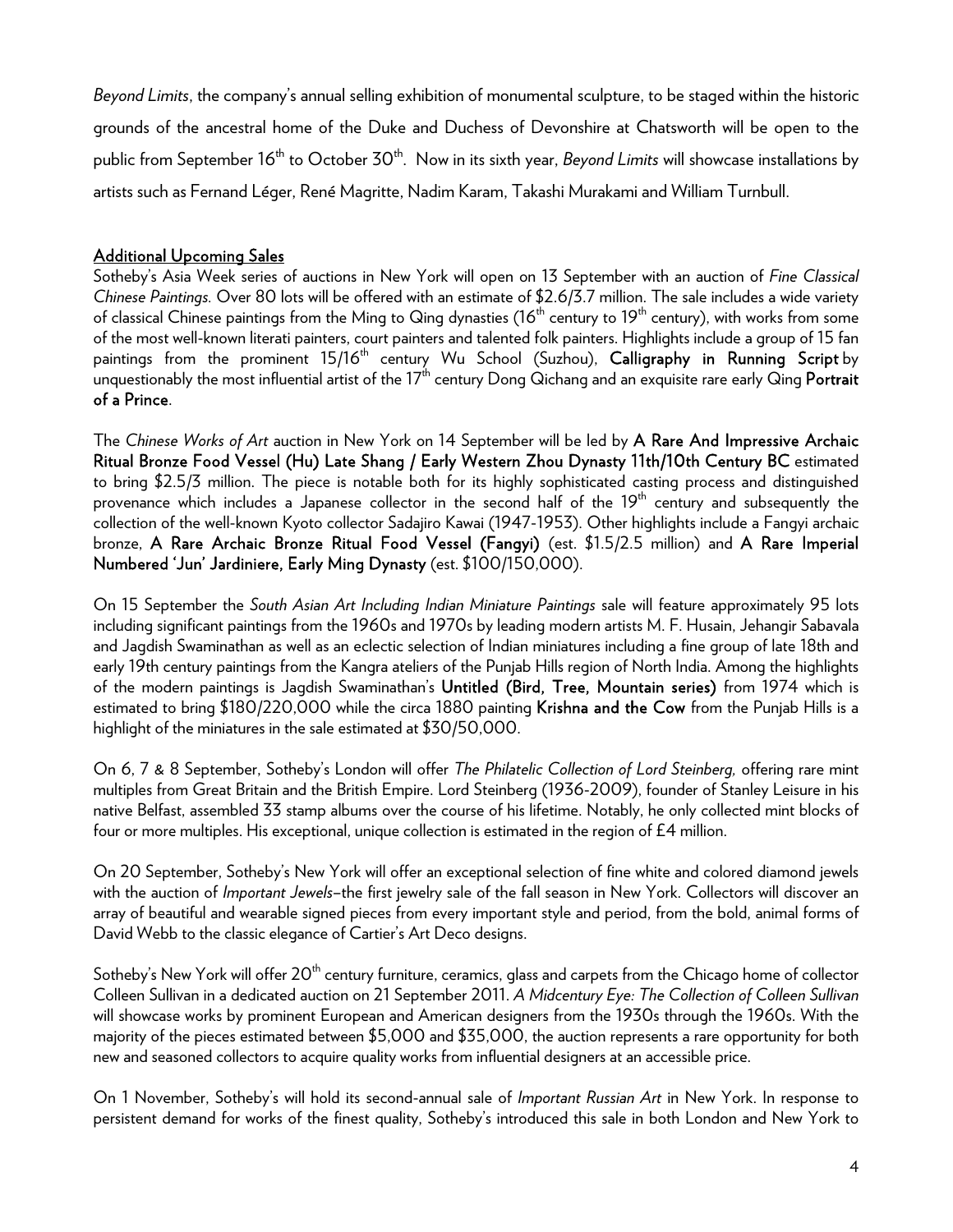*Beyond Limits*, the company's annual selling exhibition of monumental sculpture, to be staged within the historic grounds of the ancestral home of the Duke and Duchess of Devonshire at Chatsworth will be open to the public from September 16th to October 30th. Now in its sixth year, *Beyond Limits* will showcase installations by artists such as Fernand Léger, René Magritte, Nadim Karam, Takashi Murakami and William Turnbull.

**Additional Upcoming Sales**

Sotheby's Asia Week series of auctions in New York will open on 13 September with an auction of *Fine Classical Chinese Paintings.* Over 80 lots will be offered with an estimate of $2.6/3.7 million. The sale includes a wide variety of classical Chinese paintings from the Ming to Qing dynasties (16th century to 19th century), with works from some of the most well-known literati painters, court painters and talented folk painters. Highlights include a group of 15 fan paintings from the prominent 15/16th century Wu School (Suzhou), **Calligraphy in Running Script** by unquestionably the most influential artist of the 17th century Dong Qichang and an exquisite rare early Qing **Portrait of a Prince**.

The *Chinese Works of Art* auction in New York on 14 September will be led by **A Rare And Impressive Archaic Ritual Bronze Food Vessel (Hu) Late Shang / Early Western Zhou Dynasty 11th/10th Century BC** estimated to bring $2.5/3 million. The piece is notable both for its highly sophisticated casting process and distinguished provenance which includes a Japanese collector in the second half of the 19th century and subsequently the collection of the well-known Kyoto collector Sadajiro Kawai (1947-1953). Other highlights include a Fangyi archaic bronze, **A Rare Archaic Bronze Ritual Food Vessel (Fangyi)** (est. $1.5/2.5 million) and **A Rare Imperial Numbered 'Jun' Jardiniere, Early Ming Dynasty** (est. $100/150,000).

On 15 September the *South Asian Art Including Indian Miniature Paintings* sale will feature approximately 95 lots including significant paintings from the 1960s and 1970s by leading modern artists M. F. Husain, Jehangir Sabavala and Jagdish Swaminathan as well as an eclectic selection of Indian miniatures including a fine group of late 18th and early 19th century paintings from the Kangra ateliers of the Punjab Hills region of North India. Among the highlights of the modern paintings is Jagdish Swaminathan's **Untitled (Bird, Tree, Mountain series)** from 1974 which is estimated to bring $180/220,000 while the circa 1880 painting **Krishna and the Cow** from the Punjab Hills is a highlight of the miniatures in the sale estimated at $30/50,000.

On 6, 7 & 8 September, Sotheby's London will offer *The Philatelic Collection of Lord Steinberg,* offering rare mint multiples from Great Britain and the British Empire. Lord Steinberg (1936-2009), founder of Stanley Leisure in his native Belfast, assembled 33 stamp albums over the course of his lifetime. Notably, he only collected mint blocks of four or more multiples. His exceptional, unique collection is estimated in the region of £4 million.

On 20 September, Sotheby's New York will offer an exceptional selection of fine white and colored diamond jewels with the auction of *Important Jewels*–the first jewelry sale of the fall season in New York. Collectors will discover an array of beautiful and wearable signed pieces from every important style and period, from the bold, animal forms of David Webb to the classic elegance of Cartier's Art Deco designs.

Sotheby's New York will offer 20th century furniture, ceramics, glass and carpets from the Chicago home of collector Colleen Sullivan in a dedicated auction on 21 September 2011. *A Midcentury Eye: The Collection of Colleen Sullivan* will showcase works by prominent European and American designers from the 1930s through the 1960s. With the majority of the pieces estimated between $5,000 and $35,000, the auction represents a rare opportunity for both new and seasoned collectors to acquire quality works from influential designers at an accessible price.

On 1 November, Sotheby's will hold its second-annual sale of *Important Russian Art* in New York. In response to persistent demand for works of the finest quality, Sotheby's introduced this sale in both London and New York to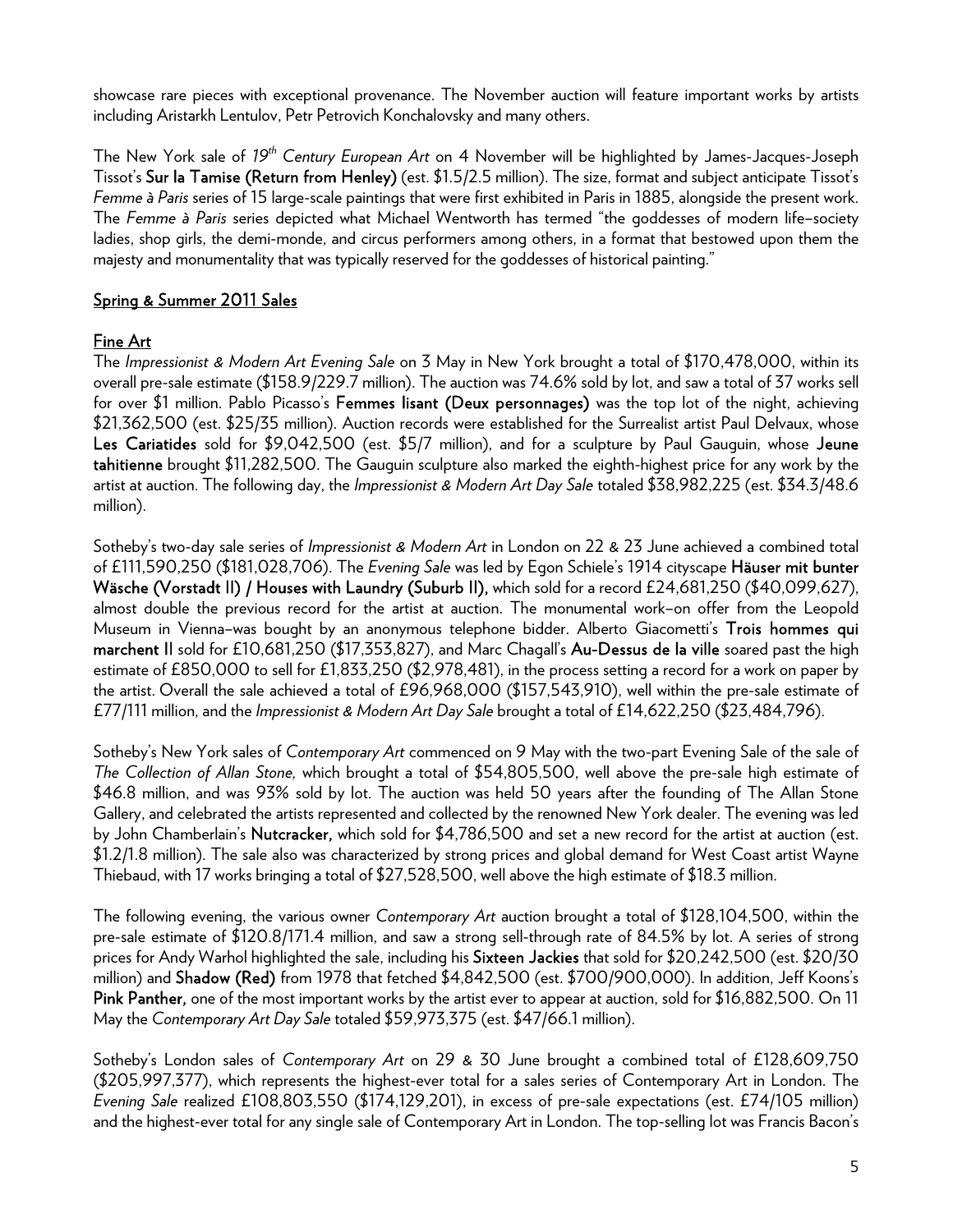showcase rare pieces with exceptional provenance. The November auction will feature important works by artists including Aristarkh Lentulov, Petr Petrovich Konchalovsky and many others.

The New York sale of *19th Century European Art* on 4 November will be highlighted by James-Jacques-Joseph Tissot's **Sur la Tamise (Return from Henley)** (est. $1.5/2.5 million). The size, format and subject anticipate Tissot's *Femme à Paris* series of 15 large-scale paintings that were first exhibited in Paris in 1885, alongside the present work. The *Femme à Paris* series depicted what Michael Wentworth has termed "the goddesses of modern life–society ladies, shop girls, the demi-monde, and circus performers among others, in a format that bestowed upon them the majesty and monumentality that was typically reserved for the goddesses of historical painting."

## Spring & Summer 2011 Sales

### Fine Art

The *Impressionist & Modern Art Evening Sale* on 3 May in New York brought a total of $170,478,000, within its overall pre-sale estimate ($158.9/229.7 million). The auction was 74.6% sold by lot, and saw a total of 37 works sell for over $1 million. Pablo Picasso's **Femmes lisant (Deux personnages)** was the top lot of the night, achieving $21,362,500 (est. $25/35 million). Auction records were established for the Surrealist artist Paul Delvaux, whose **Les Cariatides** sold for $9,042,500 (est. $5/7 million), and for a sculpture by Paul Gauguin, whose **Jeune tahitienne** brought $11,282,500. The Gauguin sculpture also marked the eighth-highest price for any work by the artist at auction. The following day, the *Impressionist & Modern Art Day Sale* totaled $38,982,225 (est. $34.3/48.6 million).

Sotheby's two-day sale series of *Impressionist & Modern Art* in London on 22 & 23 June achieved a combined total of £111,590,250 ($181,028,706). The *Evening Sale* was led by Egon Schiele's 1914 cityscape **Häuser mit bunter Wäsche (Vorstadt II) / Houses with Laundry (Suburb II),** which sold for a record £24,681,250 ($40,099,627), almost double the previous record for the artist at auction. The monumental work–on offer from the Leopold Museum in Vienna–was bought by an anonymous telephone bidder. Alberto Giacometti's **Trois hommes qui marchent II** sold for £10,681,250 ($17,353,827), and Marc Chagall's **Au-Dessus de la ville** soared past the high estimate of £850,000 to sell for £1,833,250 ($2,978,481), in the process setting a record for a work on paper by the artist. Overall the sale achieved a total of £96,968,000 ($157,543,910), well within the pre-sale estimate of £77/111 million, and the *Impressionist & Modern Art Day Sale* brought a total of £14,622,250 ($23,484,796).

Sotheby's New York sales of *Contemporary Art* commenced on 9 May with the two-part Evening Sale of the sale of *The Collection of Allan Stone,* which brought a total of $54,805,500, well above the pre-sale high estimate of $46.8 million, and was 93% sold by lot. The auction was held 50 years after the founding of The Allan Stone Gallery, and celebrated the artists represented and collected by the renowned New York dealer. The evening was led by John Chamberlain's **Nutcracker,** which sold for $4,786,500 and set a new record for the artist at auction (est. $1.2/1.8 million). The sale also was characterized by strong prices and global demand for West Coast artist Wayne Thiebaud, with 17 works bringing a total of $27,528,500, well above the high estimate of $18.3 million.

The following evening, the various owner *Contemporary Art* auction brought a total of $128,104,500, within the pre-sale estimate of $120.8/171.4 million, and saw a strong sell-through rate of 84.5% by lot. A series of strong prices for Andy Warhol highlighted the sale, including his **Sixteen Jackies** that sold for $20,242,500 (est. $20/30 million) and **Shadow (Red)** from 1978 that fetched $4,842,500 (est. $700/900,000). In addition, Jeff Koons's **Pink Panther,** one of the most important works by the artist ever to appear at auction, sold for $16,882,500. On 11 May the *Contemporary Art Day Sale* totaled $59,973,375 (est. $47/66.1 million).

Sotheby's London sales of *Contemporary Art* on 29 & 30 June brought a combined total of £128,609,750 ($205,997,377), which represents the highest-ever total for a sales series of Contemporary Art in London. The *Evening Sale* realized £108,803,550 ($174,129,201), in excess of pre-sale expectations (est. £74/105 million) and the highest-ever total for any single sale of Contemporary Art in London. The top-selling lot was Francis Bacon's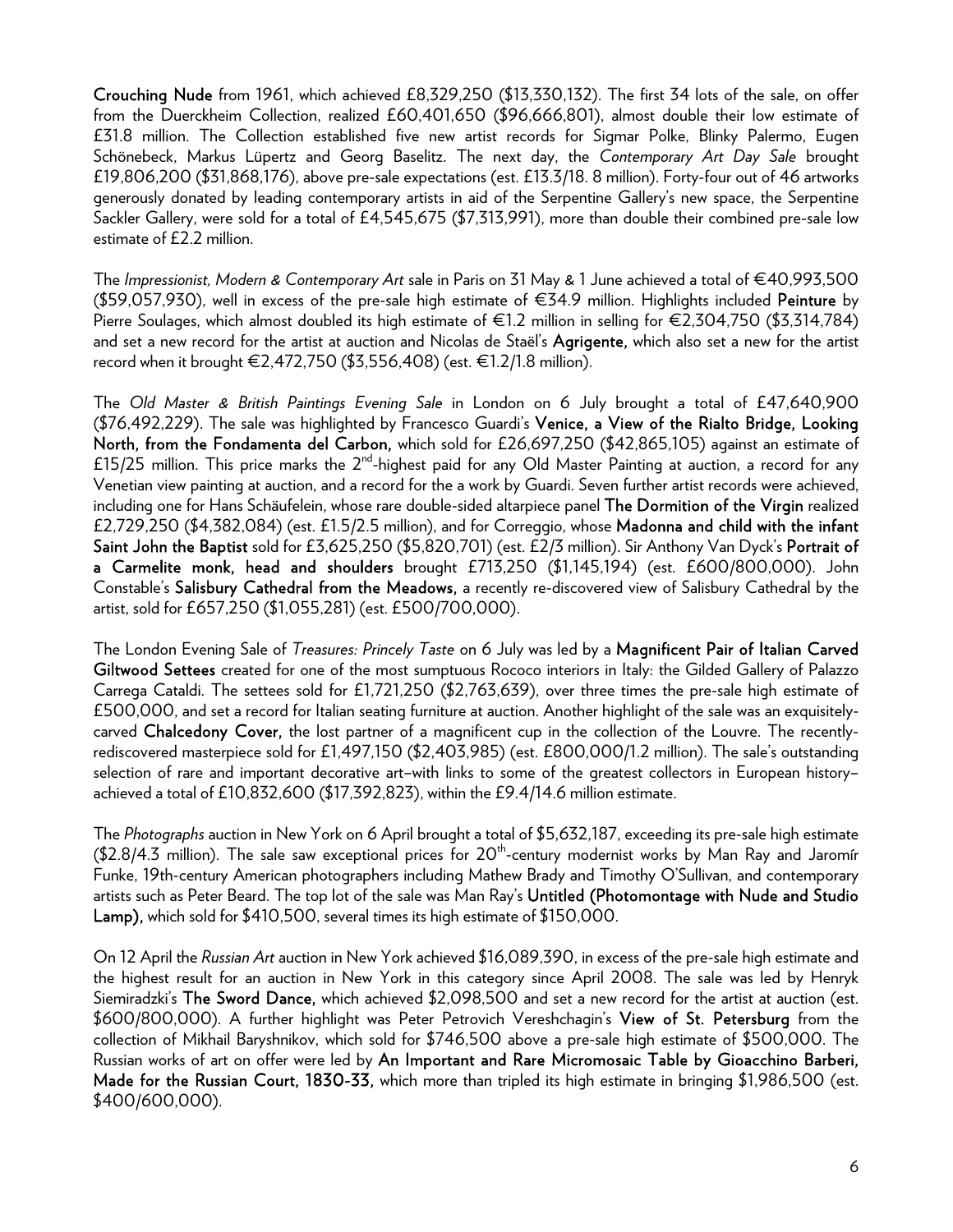**Crouching Nude** from 1961, which achieved £8,329,250 ($13,330,132). The first 34 lots of the sale, on offer from the Duerckheim Collection, realized £60,401,650 ($96,666,801), almost double their low estimate of £31.8 million. The Collection established five new artist records for Sigmar Polke, Blinky Palermo, Eugen Schönebeck, Markus Lüpertz and Georg Baselitz. The next day, the *Contemporary Art Day Sale* brought £19,806,200 ($31,868,176), above pre-sale expectations (est. £13.3/18. 8 million). Forty-four out of 46 artworks generously donated by leading contemporary artists in aid of the Serpentine Gallery's new space, the Serpentine Sackler Gallery, were sold for a total of £4,545,675 ($7,313,991), more than double their combined pre-sale low estimate of £2.2 million.

The *Impressionist, Modern & Contemporary Art* sale in Paris on 31 May & 1 June achieved a total of €40,993,500 ($59,057,930), well in excess of the pre-sale high estimate of €34.9 million. Highlights included **Peinture** by Pierre Soulages, which almost doubled its high estimate of €1.2 million in selling for €2,304,750 ($3,314,784) and set a new record for the artist at auction and Nicolas de Staël's **Agrigente,** which also set a new for the artist record when it brought €2,472,750 ($3,556,408) (est. €1.2/1.8 million).

The *Old Master & British Paintings Evening Sale* in London on 6 July brought a total of £47,640,900 ($76,492,229). The sale was highlighted by Francesco Guardi's **Venice, a View of the Rialto Bridge, Looking North, from the Fondamenta del Carbon,** which sold for £26,697,250 ($42,865,105) against an estimate of £15/25 million. This price marks the 2nd-highest paid for any Old Master Painting at auction, a record for any Venetian view painting at auction, and a record for the a work by Guardi. Seven further artist records were achieved, including one for Hans Schäufelein, whose rare double-sided altarpiece panel **The Dormition of the Virgin** realized £2,729,250 ($4,382,084) (est. £1.5/2.5 million), and for Correggio, whose **Madonna and child with the infant Saint John the Baptist** sold for £3,625,250 ($5,820,701) (est. £2/3 million). Sir Anthony Van Dyck's **Portrait of a Carmelite monk, head and shoulders** brought £713,250 ($1,145,194) (est. £600/800,000). John Constable's **Salisbury Cathedral from the Meadows,** a recently re-discovered view of Salisbury Cathedral by the artist, sold for £657,250 ($1,055,281) (est. £500/700,000).

The London Evening Sale of *Treasures: Princely Taste* on 6 July was led by a **Magnificent Pair of Italian Carved Giltwood Settees** created for one of the most sumptuous Rococo interiors in Italy: the Gilded Gallery of Palazzo Carrega Cataldi. The settees sold for £1,721,250 ($2,763,639), over three times the pre-sale high estimate of £500,000, and set a record for Italian seating furniture at auction. Another highlight of the sale was an exquisitely-carved **Chalcedony Cover,** the lost partner of a magnificent cup in the collection of the Louvre. The recently-rediscovered masterpiece sold for £1,497,150 ($2,403,985) (est. £800,000/1.2 million). The sale's outstanding selection of rare and important decorative art–with links to some of the greatest collectors in European history–achieved a total of £10,832,600 ($17,392,823), within the £9.4/14.6 million estimate.

The *Photographs* auction in New York on 6 April brought a total of $5,632,187, exceeding its pre-sale high estimate ($2.8/4.3 million). The sale saw exceptional prices for 20th-century modernist works by Man Ray and Jaromír Funke, 19th-century American photographers including Mathew Brady and Timothy O'Sullivan, and contemporary artists such as Peter Beard. The top lot of the sale was Man Ray's **Untitled (Photomontage with Nude and Studio Lamp),** which sold for $410,500, several times its high estimate of $150,000.

On 12 April the *Russian Art* auction in New York achieved $16,089,390, in excess of the pre-sale high estimate and the highest result for an auction in New York in this category since April 2008. The sale was led by Henryk Siemiradzki's **The Sword Dance,** which achieved $2,098,500 and set a new record for the artist at auction (est. $600/800,000). A further highlight was Peter Petrovich Vereshchagin's **View of St. Petersburg** from the collection of Mikhail Baryshnikov, which sold for $746,500 above a pre-sale high estimate of $500,000. The Russian works of art on offer were led by **An Important and Rare Micromosaic Table by Gioacchino Barberi, Made for the Russian Court, 1830-33,** which more than tripled its high estimate in bringing $1,986,500 (est. $400/600,000).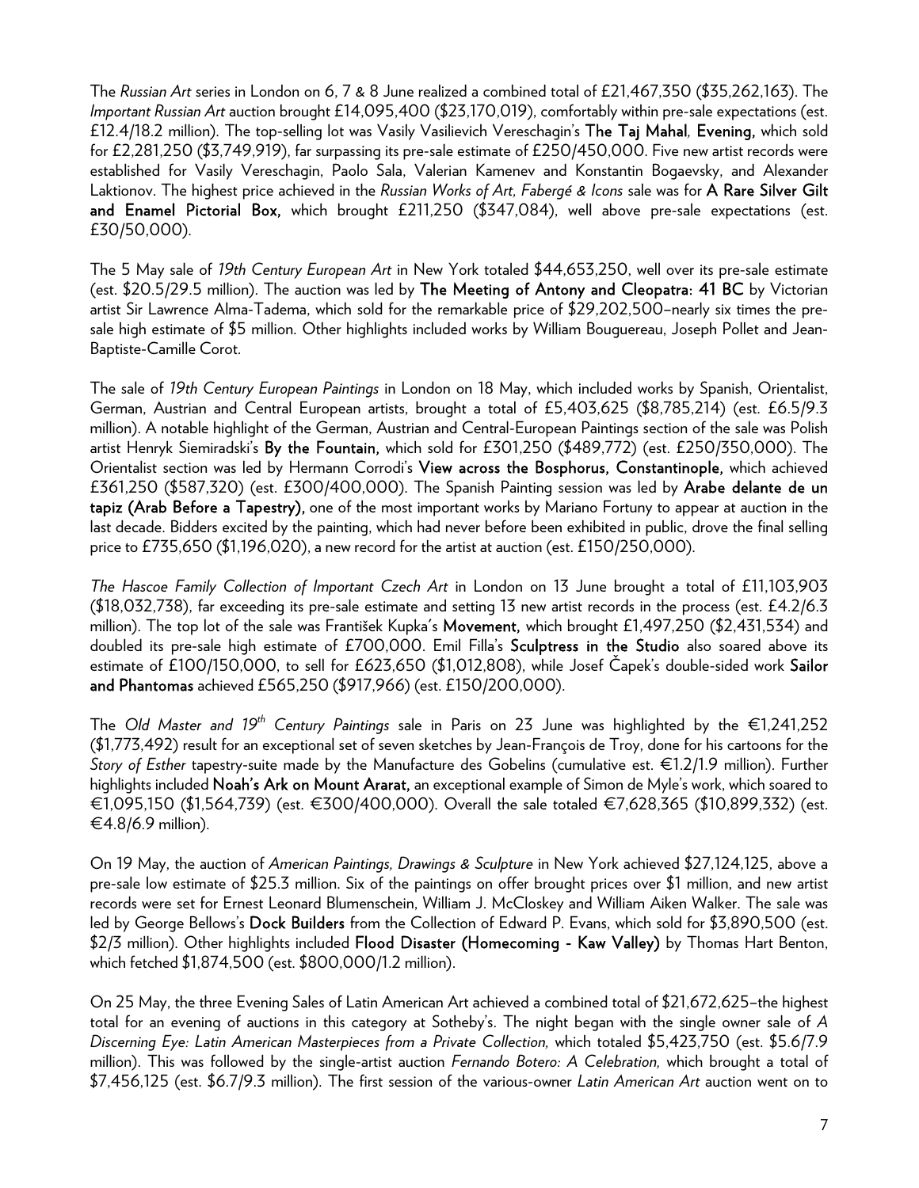The *Russian Art* series in London on 6, 7 & 8 June realized a combined total of £21,467,350 ($35,262,163). The *Important Russian Art* auction brought £14,095,400 ($23,170,019), comfortably within pre-sale expectations (est. £12.4/18.2 million). The top-selling lot was Vasily Vasilievich Vereschagin's **The Taj Mahal, Evening,** which sold for £2,281,250 ($3,749,919), far surpassing its pre-sale estimate of £250/450,000. Five new artist records were established for Vasily Vereschagin, Paolo Sala, Valerian Kamenev and Konstantin Bogaevsky, and Alexander Laktionov. The highest price achieved in the *Russian Works of Art, Fabergé & Icons* sale was for **A Rare Silver Gilt and Enamel Pictorial Box,** which brought £211,250 ($347,084), well above pre-sale expectations (est. £30/50,000).

The 5 May sale of *19th Century European Art* in New York totaled $44,653,250, well over its pre-sale estimate (est. $20.5/29.5 million). The auction was led by **The Meeting of Antony and Cleopatra: 41 BC** by Victorian artist Sir Lawrence Alma-Tadema, which sold for the remarkable price of $29,202,500–nearly six times the pre-sale high estimate of $5 million. Other highlights included works by William Bouguereau, Joseph Pollet and Jean-Baptiste-Camille Corot.

The sale of *19th Century European Paintings* in London on 18 May, which included works by Spanish, Orientalist, German, Austrian and Central European artists, brought a total of £5,403,625 ($8,785,214) (est. £6.5/9.3 million). A notable highlight of the German, Austrian and Central-European Paintings section of the sale was Polish artist Henryk Siemiradski's **By the Fountain,** which sold for £301,250 ($489,772) (est. £250/350,000). The Orientalist section was led by Hermann Corrodi's **View across the Bosphorus, Constantinople,** which achieved £361,250 ($587,320) (est. £300/400,000). The Spanish Painting session was led by **Arabe delante de un tapiz (Arab Before a Tapestry),** one of the most important works by Mariano Fortuny to appear at auction in the last decade. Bidders excited by the painting, which had never before been exhibited in public, drove the final selling price to £735,650 ($1,196,020), a new record for the artist at auction (est. £150/250,000).

*The Hascoe Family Collection of Important Czech Art* in London on 13 June brought a total of £11,103,903 ($18,032,738), far exceeding its pre-sale estimate and setting 13 new artist records in the process (est. £4.2/6.3 million). The top lot of the sale was František Kupka's **Movement,** which brought £1,497,250 ($2,431,534) and doubled its pre-sale high estimate of £700,000. Emil Filla's **Sculptress in the Studio** also soared above its estimate of £100/150,000, to sell for £623,650 ($1,012,808), while Josef Čapek's double-sided work **Sailor and Phantomas** achieved £565,250 ($917,966) (est. £150/200,000).

The *Old Master and 19th Century Paintings* sale in Paris on 23 June was highlighted by the €1,241,252 ($1,773,492) result for an exceptional set of seven sketches by Jean-François de Troy, done for his cartoons for the *Story of Esther* tapestry-suite made by the Manufacture des Gobelins (cumulative est. €1.2/1.9 million). Further highlights included **Noah's Ark on Mount Ararat,** an exceptional example of Simon de Myle's work, which soared to €1,095,150 ($1,564,739) (est. €300/400,000). Overall the sale totaled €7,628,365 ($10,899,332) (est. €4.8/6.9 million).

On 19 May, the auction of *American Paintings, Drawings & Sculpture* in New York achieved $27,124,125, above a pre-sale low estimate of $25.3 million. Six of the paintings on offer brought prices over $1 million, and new artist records were set for Ernest Leonard Blumenschein, William J. McCloskey and William Aiken Walker. The sale was led by George Bellows's **Dock Builders** from the Collection of Edward P. Evans, which sold for $3,890,500 (est. $2/3 million). Other highlights included **Flood Disaster (Homecoming - Kaw Valley)** by Thomas Hart Benton, which fetched $1,874,500 (est. $800,000/1.2 million).

On 25 May, the three Evening Sales of Latin American Art achieved a combined total of $21,672,625–the highest total for an evening of auctions in this category at Sotheby's. The night began with the single owner sale of *A Discerning Eye: Latin American Masterpieces from a Private Collection,* which totaled $5,423,750 (est. $5.6/7.9 million). This was followed by the single-artist auction *Fernando Botero: A Celebration,* which brought a total of $7,456,125 (est. $6.7/9.3 million). The first session of the various-owner *Latin American Art* auction went on to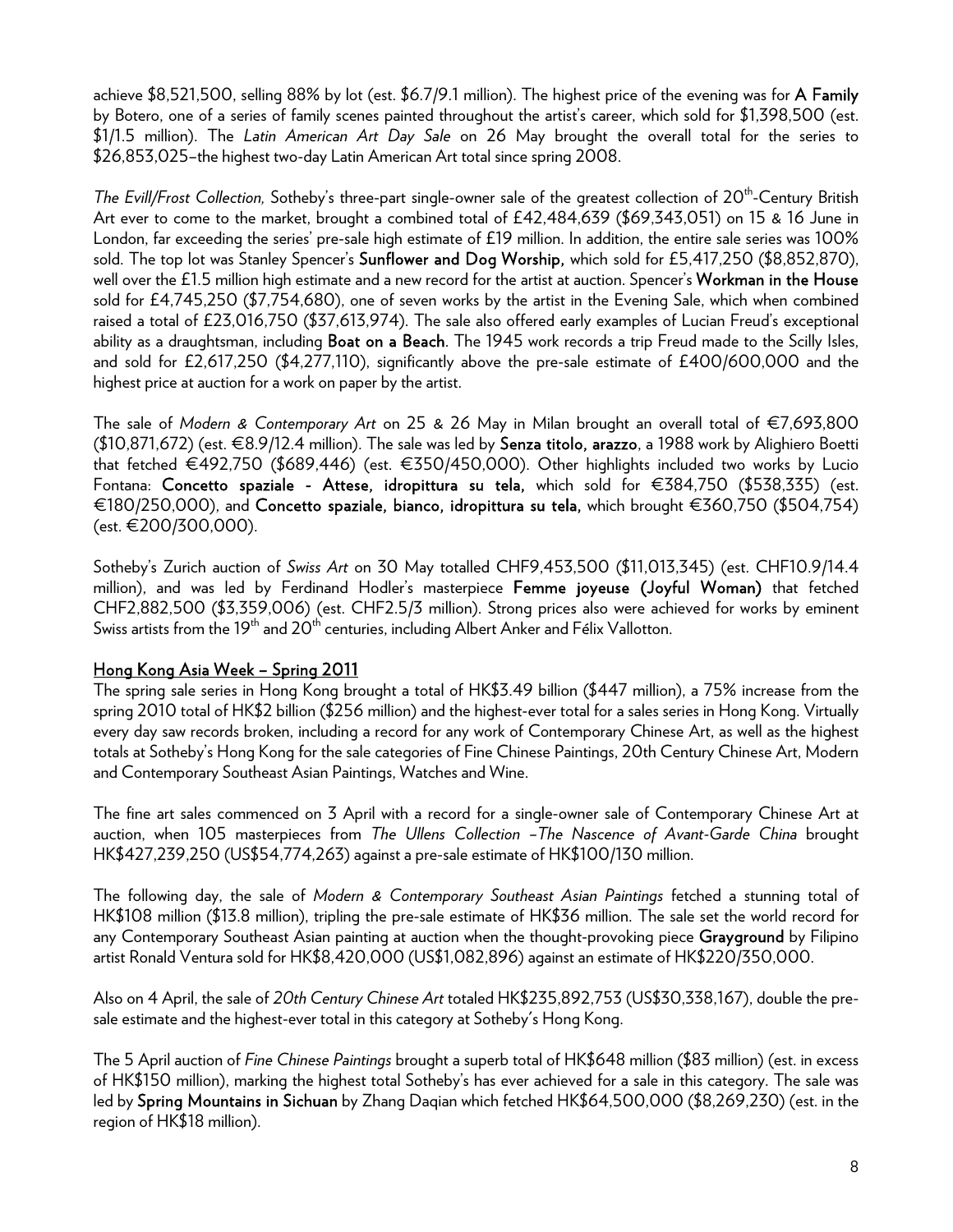achieve $8,521,500, selling 88% by lot (est. $6.7/9.1 million). The highest price of the evening was for **A Family** by Botero, one of a series of family scenes painted throughout the artist's career, which sold for $1,398,500 (est. $1/1.5 million). The *Latin American Art Day Sale* on 26 May brought the overall total for the series to $26,853,025–the highest two-day Latin American Art total since spring 2008.

*The Evill/Frost Collection,* Sotheby's three-part single-owner sale of the greatest collection of 20th-Century British Art ever to come to the market, brought a combined total of £42,484,639 ($69,343,051) on 15 & 16 June in London, far exceeding the series' pre-sale high estimate of £19 million. In addition, the entire sale series was 100% sold. The top lot was Stanley Spencer's **Sunflower and Dog Worship,** which sold for £5,417,250 ($8,852,870), well over the £1.5 million high estimate and a new record for the artist at auction. Spencer's **Workman in the House** sold for £4,745,250 ($7,754,680), one of seven works by the artist in the Evening Sale, which when combined raised a total of £23,016,750 ($37,613,974). The sale also offered early examples of Lucian Freud's exceptional ability as a draughtsman, including **Boat on a Beach**. The 1945 work records a trip Freud made to the Scilly Isles, and sold for £2,617,250 ($4,277,110), significantly above the pre-sale estimate of £400/600,000 and the highest price at auction for a work on paper by the artist.

The sale of *Modern & Contemporary Art* on 25 & 26 May in Milan brought an overall total of €7,693,800 ($10,871,672) (est. €8.9/12.4 million). The sale was led by **Senza titolo, arazzo**, a 1988 work by Alighiero Boetti that fetched €492,750 ($689,446) (est. €350/450,000). Other highlights included two works by Lucio Fontana: **Concetto spaziale - Attese, idropittura su tela,** which sold for €384,750 ($538,335) (est. €180/250,000), and **Concetto spaziale, bianco, idropittura su tela,** which brought €360,750 ($504,754) (est. €200/300,000).

Sotheby's Zurich auction of *Swiss Art* on 30 May totalled CHF9,453,500 ($11,013,345) (est. CHF10.9/14.4 million), and was led by Ferdinand Hodler's masterpiece **Femme joyeuse (Joyful Woman)** that fetched CHF2,882,500 ($3,359,006) (est. CHF2.5/3 million). Strong prices also were achieved for works by eminent Swiss artists from the 19th and 20th centuries, including Albert Anker and Félix Vallotton.

## Hong Kong Asia Week – Spring 2011

The spring sale series in Hong Kong brought a total of HK$3.49 billion ($447 million), a 75% increase from the spring 2010 total of HK$2 billion ($256 million) and the highest-ever total for a sales series in Hong Kong. Virtually every day saw records broken, including a record for any work of Contemporary Chinese Art, as well as the highest totals at Sotheby's Hong Kong for the sale categories of Fine Chinese Paintings, 20th Century Chinese Art, Modern and Contemporary Southeast Asian Paintings, Watches and Wine.

The fine art sales commenced on 3 April with a record for a single-owner sale of Contemporary Chinese Art at auction, when 105 masterpieces from *The Ullens Collection –The Nascence of Avant-Garde China* brought HK$427,239,250 (US$54,774,263) against a pre-sale estimate of HK$100/130 million.

The following day, the sale of *Modern & Contemporary Southeast Asian Paintings* fetched a stunning total of HK$108 million ($13.8 million), tripling the pre-sale estimate of HK$36 million. The sale set the world record for any Contemporary Southeast Asian painting at auction when the thought-provoking piece **Grayground** by Filipino artist Ronald Ventura sold for HK$8,420,000 (US$1,082,896) against an estimate of HK$220/350,000.

Also on 4 April, the sale of *20th Century Chinese Art* totaled HK$235,892,753 (US$30,338,167), double the pre-sale estimate and the highest-ever total in this category at Sotheby's Hong Kong.

The 5 April auction of *Fine Chinese Paintings* brought a superb total of HK$648 million ($83 million) (est. in excess of HK$150 million), marking the highest total Sotheby's has ever achieved for a sale in this category. The sale was led by **Spring Mountains in Sichuan** by Zhang Daqian which fetched HK$64,500,000 ($8,269,230) (est. in the region of HK$18 million).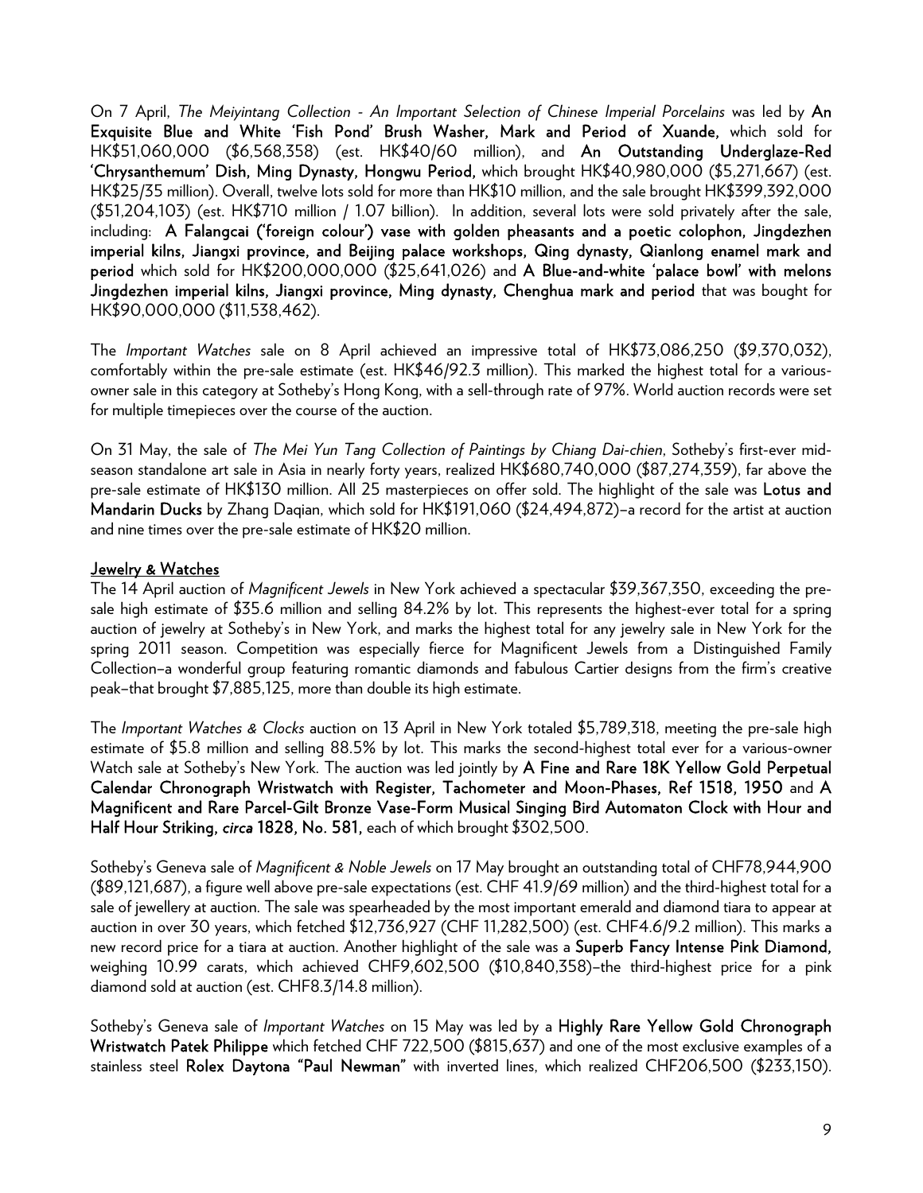On 7 April, *The Meiyintang Collection - An Important Selection of Chinese Imperial Porcelains* was led by **An Exquisite Blue and White 'Fish Pond' Brush Washer, Mark and Period of Xuande,** which sold for HK$51,060,000 ($6,568,358) (est. HK$40/60 million), and **An Outstanding Underglaze-Red 'Chrysanthemum' Dish, Ming Dynasty, Hongwu Period,** which brought HK$40,980,000 ($5,271,667) (est. HK$25/35 million). Overall, twelve lots sold for more than HK$10 million, and the sale brought HK$399,392,000 ($51,204,103) (est. HK$710 million / 1.07 billion). In addition, several lots were sold privately after the sale, including: **A Falangcai ('foreign colour') vase with golden pheasants and a poetic colophon, Jingdezhen imperial kilns, Jiangxi province, and Beijing palace workshops, Qing dynasty, Qianlong enamel mark and period** which sold for HK$200,000,000 ($25,641,026) and **A Blue-and-white 'palace bowl' with melons Jingdezhen imperial kilns, Jiangxi province, Ming dynasty, Chenghua mark and period** that was bought for HK$90,000,000 ($11,538,462).

The *Important Watches* sale on 8 April achieved an impressive total of HK$73,086,250 ($9,370,032), comfortably within the pre-sale estimate (est. HK$46/92.3 million). This marked the highest total for a various-owner sale in this category at Sotheby's Hong Kong, with a sell-through rate of 97%. World auction records were set for multiple timepieces over the course of the auction.

On 31 May, the sale of *The Mei Yun Tang Collection of Paintings by Chiang Dai-chien*, Sotheby's first-ever mid-season standalone art sale in Asia in nearly forty years, realized HK$680,740,000 ($87,274,359), far above the pre-sale estimate of HK$130 million. All 25 masterpieces on offer sold. The highlight of the sale was **Lotus and Mandarin Ducks** by Zhang Daqian, which sold for HK$191,060 ($24,494,872)–a record for the artist at auction and nine times over the pre-sale estimate of HK$20 million.

## Jewelry & Watches

The 14 April auction of *Magnificent Jewels* in New York achieved a spectacular $39,367,350, exceeding the pre-sale high estimate of $35.6 million and selling 84.2% by lot. This represents the highest-ever total for a spring auction of jewelry at Sotheby's in New York, and marks the highest total for any jewelry sale in New York for the spring 2011 season. Competition was especially fierce for Magnificent Jewels from a Distinguished Family Collection–a wonderful group featuring romantic diamonds and fabulous Cartier designs from the firm's creative peak–that brought $7,885,125, more than double its high estimate.

The *Important Watches & Clocks* auction on 13 April in New York totaled $5,789,318, meeting the pre-sale high estimate of $5.8 million and selling 88.5% by lot. This marks the second-highest total ever for a various-owner Watch sale at Sotheby's New York. The auction was led jointly by **A Fine and Rare 18K Yellow Gold Perpetual Calendar Chronograph Wristwatch with Register, Tachometer and Moon-Phases, Ref 1518, 1950** and **A Magnificent and Rare Parcel-Gilt Bronze Vase-Form Musical Singing Bird Automaton Clock with Hour and Half Hour Striking, *circa* 1828, No. 581,** each of which brought $302,500.

Sotheby's Geneva sale of *Magnificent & Noble Jewels* on 17 May brought an outstanding total of CHF78,944,900 ($89,121,687), a figure well above pre-sale expectations (est. CHF 41.9/69 million) and the third-highest total for a sale of jewellery at auction. The sale was spearheaded by the most important emerald and diamond tiara to appear at auction in over 30 years, which fetched $12,736,927 (CHF 11,282,500) (est. CHF4.6/9.2 million). This marks a new record price for a tiara at auction. Another highlight of the sale was a **Superb Fancy Intense Pink Diamond,** weighing 10.99 carats, which achieved CHF9,602,500 ($10,840,358)–the third-highest price for a pink diamond sold at auction (est. CHF8.3/14.8 million).

Sotheby's Geneva sale of *Important Watches* on 15 May was led by a **Highly Rare Yellow Gold Chronograph Wristwatch Patek Philippe** which fetched CHF 722,500 ($815,637) and one of the most exclusive examples of a stainless steel **Rolex Daytona "Paul Newman"** with inverted lines, which realized CHF206,500 ($233,150).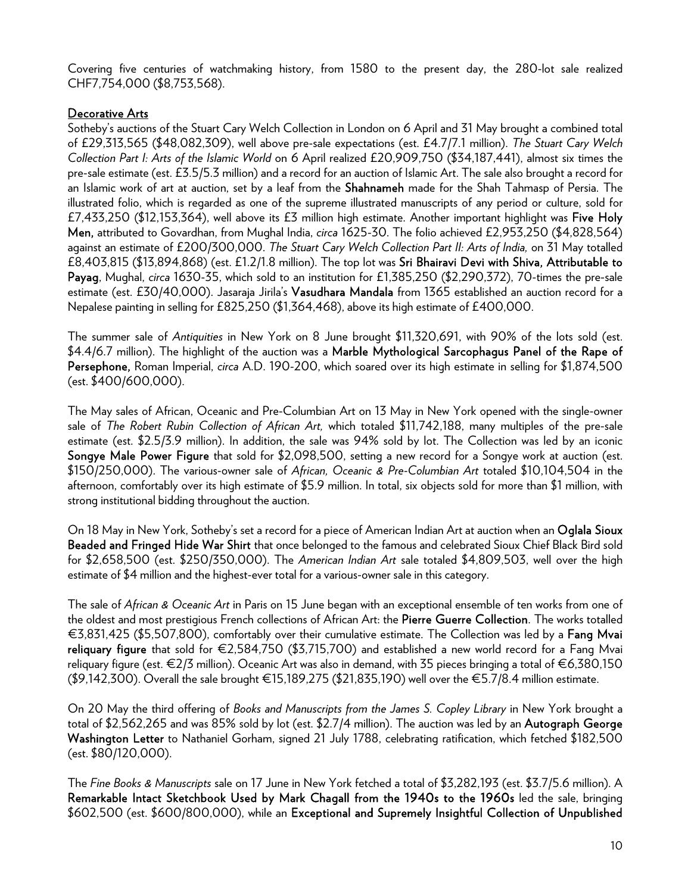Covering five centuries of watchmaking history, from 1580 to the present day, the 280-lot sale realized CHF7,754,000 ($8,753,568).

## Decorative Arts

Sotheby's auctions of the Stuart Cary Welch Collection in London on 6 April and 31 May brought a combined total of £29,313,565 ($48,082,309), well above pre-sale expectations (est. £4.7/7.1 million). *The Stuart Cary Welch Collection Part I: Arts of the Islamic World* on 6 April realized £20,909,750 ($34,187,441), almost six times the pre-sale estimate (est. £3.5/5.3 million) and a record for an auction of Islamic Art. The sale also brought a record for an Islamic work of art at auction, set by a leaf from the **Shahnameh** made for the Shah Tahmasp of Persia. The illustrated folio, which is regarded as one of the supreme illustrated manuscripts of any period or culture, sold for £7,433,250 ($12,153,364), well above its £3 million high estimate. Another important highlight was **Five Holy Men,** attributed to Govardhan, from Mughal India, *circa* 1625-30. The folio achieved £2,953,250 ($4,828,564) against an estimate of £200/300,000. *The Stuart Cary Welch Collection Part II: Arts of India,* on 31 May totalled £8,403,815 ($13,894,868) (est. £1.2/1.8 million). The top lot was **Sri Bhairavi Devi with Shiva, Attributable to Payag**, Mughal, *circa* 1630-35, which sold to an institution for £1,385,250 ($2,290,372), 70-times the pre-sale estimate (est. £30/40,000). Jasaraja Jirila's **Vasudhara Mandala** from 1365 established an auction record for a Nepalese painting in selling for £825,250 ($1,364,468), above its high estimate of £400,000.

The summer sale of *Antiquities* in New York on 8 June brought $11,320,691, with 90% of the lots sold (est. $4.4/6.7 million). The highlight of the auction was a **Marble Mythological Sarcophagus Panel of the Rape of Persephone,** Roman Imperial, *circa* A.D. 190-200, which soared over its high estimate in selling for $1,874,500 (est. $400/600,000).

The May sales of African, Oceanic and Pre-Columbian Art on 13 May in New York opened with the single-owner sale of *The Robert Rubin Collection of African Art,* which totaled $11,742,188, many multiples of the pre-sale estimate (est. $2.5/3.9 million). In addition, the sale was 94% sold by lot. The Collection was led by an iconic **Songye Male Power Figure** that sold for $2,098,500, setting a new record for a Songye work at auction (est. $150/250,000). The various-owner sale of *African, Oceanic & Pre-Columbian Art* totaled $10,104,504 in the afternoon, comfortably over its high estimate of $5.9 million. In total, six objects sold for more than $1 million, with strong institutional bidding throughout the auction.

On 18 May in New York, Sotheby's set a record for a piece of American Indian Art at auction when an **Oglala Sioux Beaded and Fringed Hide War Shirt** that once belonged to the famous and celebrated Sioux Chief Black Bird sold for $2,658,500 (est. $250/350,000). The *American Indian Art* sale totaled $4,809,503, well over the high estimate of $4 million and the highest-ever total for a various-owner sale in this category.

The sale of *African & Oceanic Art* in Paris on 15 June began with an exceptional ensemble of ten works from one of the oldest and most prestigious French collections of African Art: the **Pierre Guerre Collection**. The works totalled €3,831,425 ($5,507,800), comfortably over their cumulative estimate. The Collection was led by a **Fang Mvai reliquary figure** that sold for €2,584,750 ($3,715,700) and established a new world record for a Fang Mvai reliquary figure (est. €2/3 million). Oceanic Art was also in demand, with 35 pieces bringing a total of €6,380,150 ($9,142,300). Overall the sale brought €15,189,275 ($21,835,190) well over the €5.7/8.4 million estimate.

On 20 May the third offering of *Books and Manuscripts from the James S. Copley Library* in New York brought a total of $2,562,265 and was 85% sold by lot (est. $2.7/4 million). The auction was led by an **Autograph George Washington Letter** to Nathaniel Gorham, signed 21 July 1788, celebrating ratification, which fetched $182,500 (est. $80/120,000).

The *Fine Books & Manuscripts* sale on 17 June in New York fetched a total of $3,282,193 (est. $3.7/5.6 million). A **Remarkable Intact Sketchbook Used by Mark Chagall from the 1940s to the 1960s** led the sale, bringing $602,500 (est. $600/800,000), while an **Exceptional and Supremely Insightful Collection of Unpublished**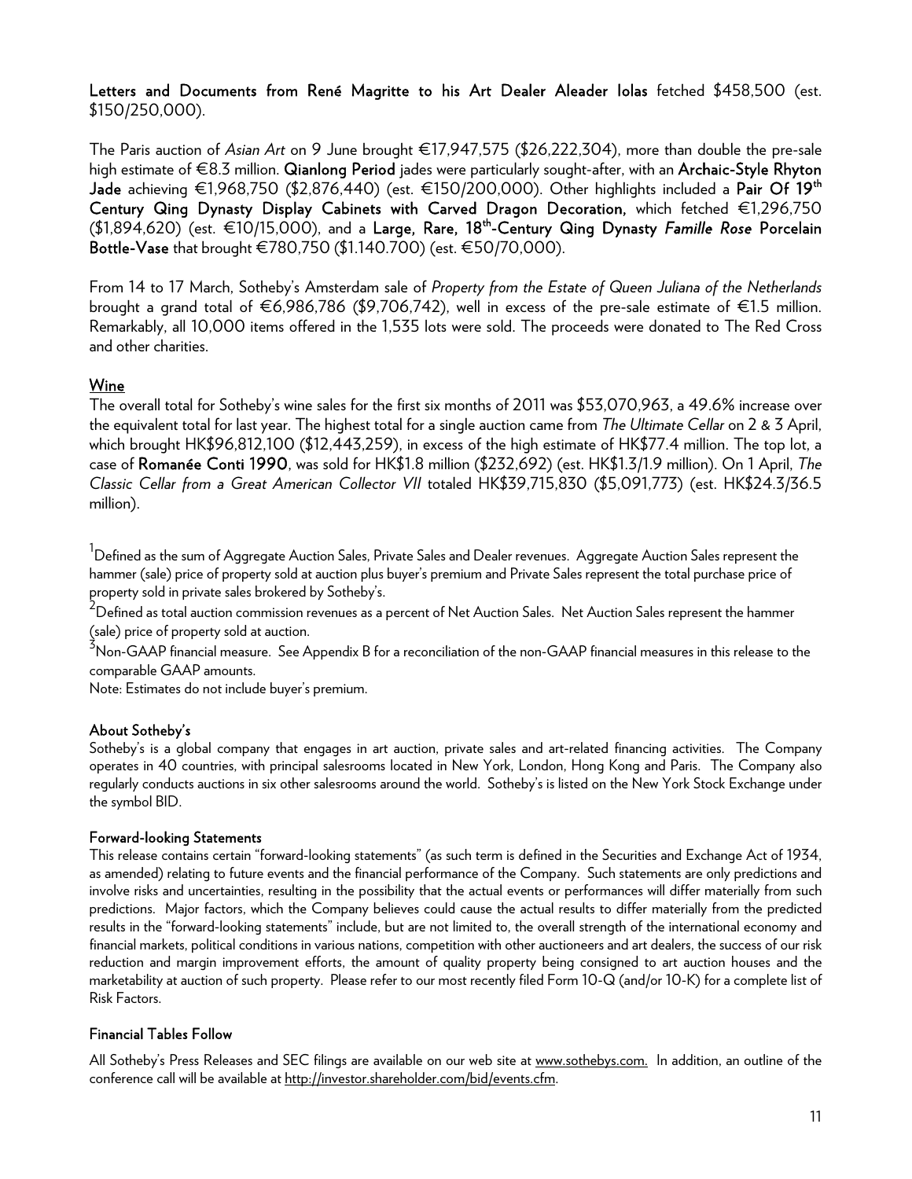**Letters and Documents from René Magritte to his Art Dealer Aleader Iolas** fetched $458,500 (est. $150/250,000).

The Paris auction of *Asian Art* on 9 June brought €17,947,575 ($26,222,304), more than double the pre-sale high estimate of €8.3 million. **Qianlong Period** jades were particularly sought-after, with an **Archaic-Style Rhyton Jade** achieving €1,968,750 ($2,876,440) (est. €150/200,000). Other highlights included a **Pair Of 19th Century Qing Dynasty Display Cabinets with Carved Dragon Decoration,** which fetched €1,296,750 ($1,894,620) (est. €10/15,000), and a **Large, Rare, 18th-Century Qing Dynasty *Famille Rose* Porcelain Bottle-Vase** that brought €780,750 ($1.140.700) (est. €50/70,000).

From 14 to 17 March, Sotheby's Amsterdam sale of *Property from the Estate of Queen Juliana of the Netherlands* brought a grand total of €6,986,786 ($9,706,742), well in excess of the pre-sale estimate of €1.5 million. Remarkably, all 10,000 items offered in the 1,535 lots were sold. The proceeds were donated to The Red Cross and other charities.

## Wine

The overall total for Sotheby's wine sales for the first six months of 2011 was $53,070,963, a 49.6% increase over the equivalent total for last year. The highest total for a single auction came from *The Ultimate Cellar* on 2 & 3 April, which brought HK$96,812,100 ($12,443,259), in excess of the high estimate of HK$77.4 million. The top lot, a case of **Romanée Conti 1990**, was sold for HK$1.8 million ($232,692) (est. HK$1.3/1.9 million). On 1 April, *The Classic Cellar from a Great American Collector VII* totaled HK$39,715,830 ($5,091,773) (est. HK$24.3/36.5 million).

[1]Defined as the sum of Aggregate Auction Sales, Private Sales and Dealer revenues. Aggregate Auction Sales represent the hammer (sale) price of property sold at auction plus buyer's premium and Private Sales represent the total purchase price of property sold in private sales brokered by Sotheby's.

[2]Defined as total auction commission revenues as a percent of Net Auction Sales. Net Auction Sales represent the hammer (sale) price of property sold at auction.

[3]Non-GAAP financial measure. See Appendix B for a reconciliation of the non-GAAP financial measures in this release to the comparable GAAP amounts.

Note: Estimates do not include buyer's premium.

### About Sotheby's

Sotheby's is a global company that engages in art auction, private sales and art-related financing activities. The Company operates in 40 countries, with principal salesrooms located in New York, London, Hong Kong and Paris. The Company also regularly conducts auctions in six other salesrooms around the world. Sotheby's is listed on the New York Stock Exchange under the symbol BID.

### Forward-looking Statements

This release contains certain "forward-looking statements" (as such term is defined in the Securities and Exchange Act of 1934, as amended) relating to future events and the financial performance of the Company. Such statements are only predictions and involve risks and uncertainties, resulting in the possibility that the actual events or performances will differ materially from such predictions. Major factors, which the Company believes could cause the actual results to differ materially from the predicted results in the "forward-looking statements" include, but are not limited to, the overall strength of the international economy and financial markets, political conditions in various nations, competition with other auctioneers and art dealers, the success of our risk reduction and margin improvement efforts, the amount of quality property being consigned to art auction houses and the marketability at auction of such property. Please refer to our most recently filed Form 10-Q (and/or 10-K) for a complete list of Risk Factors.

### Financial Tables Follow

All Sotheby's Press Releases and SEC filings are available on our web site at www.sothebys.com. In addition, an outline of the conference call will be available at http://investor.shareholder.com/bid/events.cfm.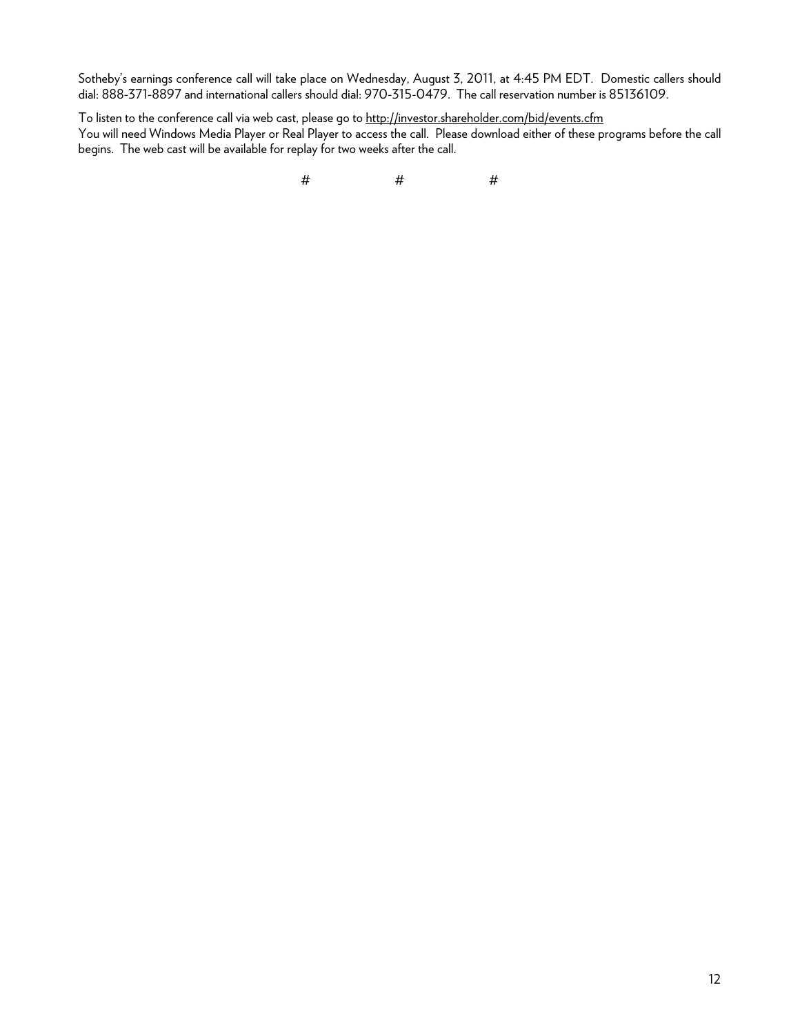Sotheby's earnings conference call will take place on Wednesday, August 3, 2011, at 4:45 PM EDT. Domestic callers should dial: 888-371-8897 and international callers should dial: 970-315-0479. The call reservation number is 85136109.

To listen to the conference call via web cast, please go to http://investor.shareholder.com/bid/events.cfm
You will need Windows Media Player or Real Player to access the call. Please download either of these programs before the call begins. The web cast will be available for replay for two weeks after the call.

\# # #